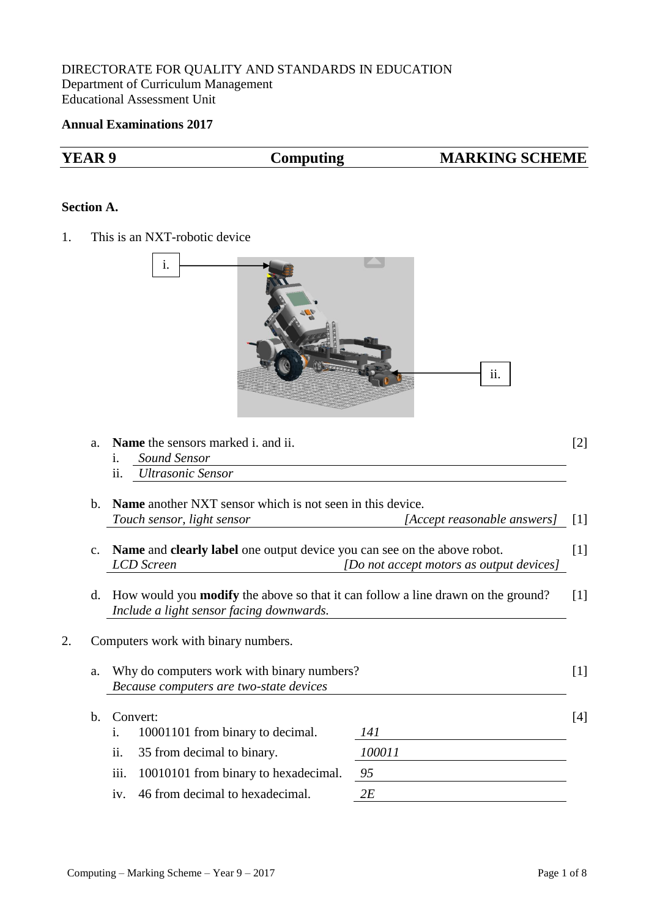DIRECTORATE FOR QUALITY AND STANDARDS IN EDUCATION
Department of Curriculum Management
Educational Assessment Unit

**Annual Examinations 2017**

| **YEAR 9** | **Computing** | **MARKING SCHEME** |
|---|---|---|

**Section A.**

1. This is an NXT-robotic device

   i.

   ii.

   a. **Name** the sensors marked i. and ii. [2]
      i. *Sound Sensor*
      ii. *Ultrasonic Sensor*

   b. **Name** another NXT sensor which is not seen in this device.
      *Touch sensor, light sensor* *[Accept reasonable answers]* [1]

   c. **Name** and **clearly label** one output device you can see on the above robot. [1]
      *LCD Screen* *[Do not accept motors as output devices]*

   d. How would you **modify** the above so that it can follow a line drawn on the ground? [1]
      *Include a light sensor facing downwards.*

2. Computers work with binary numbers.

   a. Why do computers work with binary numbers? [1]
      *Because computers are two-state devices*

   b. Convert: [4]
      i. 10001101 from binary to decimal. *141*
      ii. 35 from decimal to binary. *100011*
      iii. 10010101 from binary to hexadecimal. *95*
      iv. 46 from decimal to hexadecimal. *2E*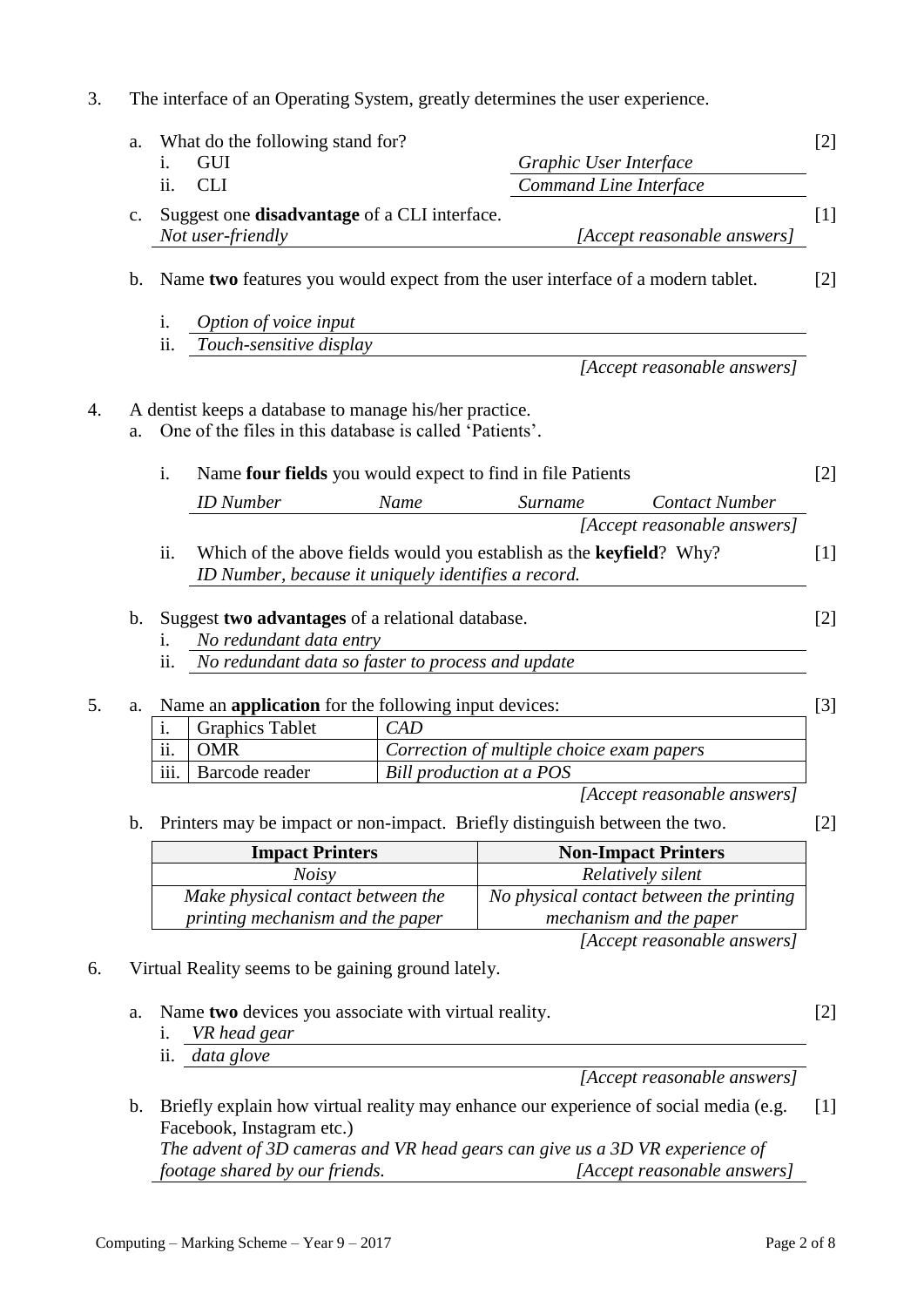3. The interface of an Operating System, greatly determines the user experience.

   a. What do the following stand for? [2]

      i. GUI — *Graphic User Interface*

      ii. CLI — *Command Line Interface*

   c. Suggest one **disadvantage** of a CLI interface. [1]

      *Not user-friendly* *[Accept reasonable answers]*

   b. Name **two** features you would expect from the user interface of a modern tablet. [2]

      i. *Option of voice input*

      ii. *Touch-sensitive display*

      *[Accept reasonable answers]*

4. A dentist keeps a database to manage his/her practice.

   a. One of the files in this database is called 'Patients'.

      i. Name **four fields** you would expect to find in file Patients [2]

         *ID Number* *Name* *Surname* *Contact Number*

         *[Accept reasonable answers]*

      ii. Which of the above fields would you establish as the **keyfield**? Why? [1]

         *ID Number, because it uniquely identifies a record.*

   b. Suggest **two advantages** of a relational database. [2]

      i. *No redundant data entry*

      ii. *No redundant data so faster to process and update*

5. a. Name an **application** for the following input devices: [3]

| | Device | Application |
|---|---|---|
| i. | Graphics Tablet | *CAD* |
| ii. | OMR | *Correction of multiple choice exam papers* |
| iii. | Barcode reader | *Bill production at a POS* |

   *[Accept reasonable answers]*

   b. Printers may be impact or non-impact. Briefly distinguish between the two. [2]

| **Impact Printers** | **Non-Impact Printers** |
|---|---|
| *Noisy* | *Relatively silent* |
| *Make physical contact between the printing mechanism and the paper* | *No physical contact between the printing mechanism and the paper* |

   *[Accept reasonable answers]*

6. Virtual Reality seems to be gaining ground lately.

   a. Name **two** devices you associate with virtual reality. [2]

      i. *VR head gear*

      ii. *data glove*

      *[Accept reasonable answers]*

   b. Briefly explain how virtual reality may enhance our experience of social media (e.g. Facebook, Instagram etc.) [1]

      *The advent of 3D cameras and VR head gears can give us a 3D VR experience of footage shared by our friends.* *[Accept reasonable answers]*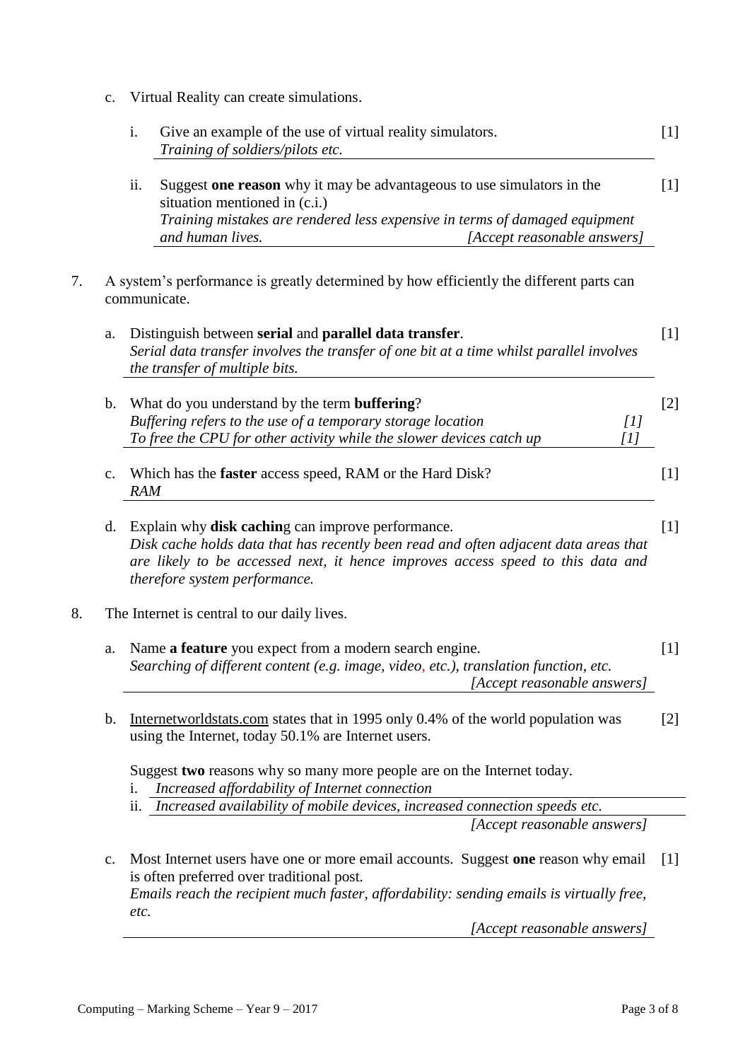c. Virtual Reality can create simulations.

i. Give an example of the use of virtual reality simulators. [1]
*Training of soldiers/pilots etc.*

ii. Suggest **one reason** why it may be advantageous to use simulators in the situation mentioned in (c.i.) [1]
*Training mistakes are rendered less expensive in terms of damaged equipment and human lives.* *[Accept reasonable answers]*

7. A system's performance is greatly determined by how efficiently the different parts can communicate.

a. Distinguish between **serial** and **parallel data transfer**. [1]
*Serial data transfer involves the transfer of one bit at a time whilst parallel involves the transfer of multiple bits.*

b. What do you understand by the term **buffering**? [2]
*Buffering refers to the use of a temporary storage location* *[1]*
*To free the CPU for other activity while the slower devices catch up* *[1]*

c. Which has the **faster** access speed, RAM or the Hard Disk? [1]
*RAM*

d. Explain why **disk caching** can improve performance. [1]
*Disk cache holds data that has recently been read and often adjacent data areas that are likely to be accessed next, it hence improves access speed to this data and therefore system performance.*

8. The Internet is central to our daily lives.

a. Name **a feature** you expect from a modern search engine. [1]
*Searching of different content (e.g. image, video, etc.), translation function, etc.*
*[Accept reasonable answers]*

b. Internetworldstats.com states that in 1995 only 0.4% of the world population was using the Internet, today 50.1% are Internet users. [2]

Suggest **two** reasons why so many more people are on the Internet today.

i. *Increased affordability of Internet connection*
ii. *Increased availability of mobile devices, increased connection speeds etc.*
*[Accept reasonable answers]*

c. Most Internet users have one or more email accounts. Suggest **one** reason why email is often preferred over traditional post. [1]
*Emails reach the recipient much faster, affordability: sending emails is virtually free, etc.*
*[Accept reasonable answers]*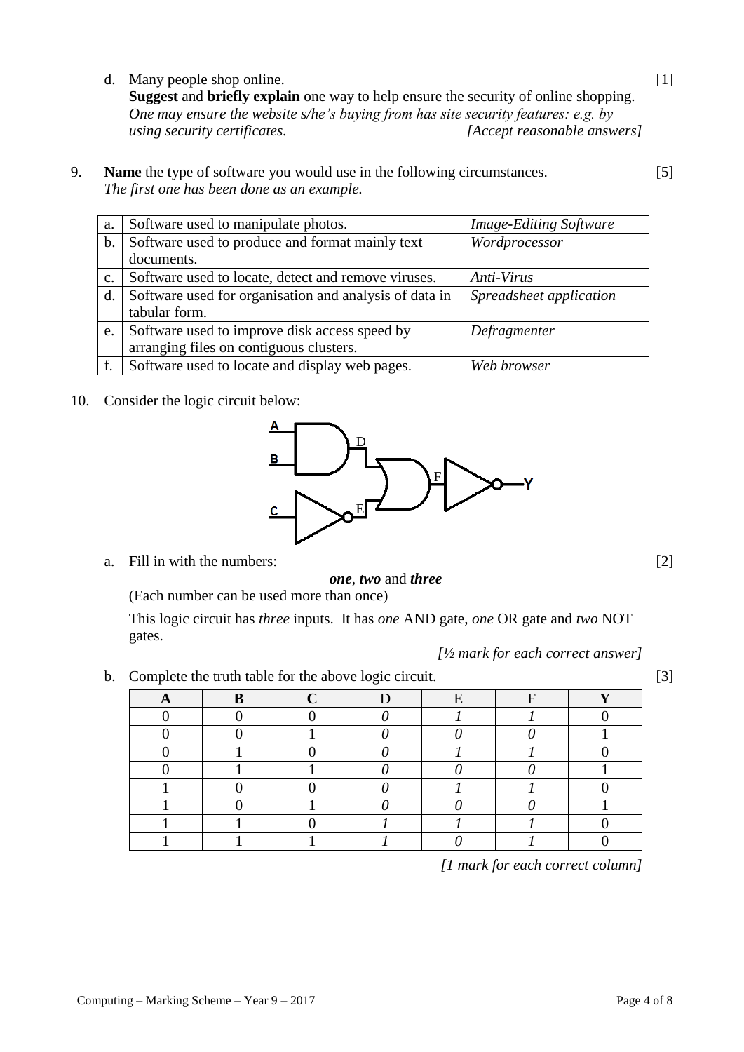d. Many people shop online. [1]
**Suggest** and **briefly explain** one way to help ensure the security of online shopping.
*One may ensure the website s/he's buying from has site security features: e.g. by using security certificates.* *[Accept reasonable answers]*

9. **Name** the type of software you would use in the following circumstances. [5]
*The first one has been done as an example.*

| | | |
|---|---|---|
| a. | Software used to manipulate photos. | *Image-Editing Software* |
| b. | Software used to produce and format mainly text documents. | *Wordprocessor* |
| c. | Software used to locate, detect and remove viruses. | *Anti-Virus* |
| d. | Software used for organisation and analysis of data in tabular form. | *Spreadsheet application* |
| e. | Software used to improve disk access speed by arranging files on contiguous clusters. | *Defragmenter* |
| f. | Software used to locate and display web pages. | *Web browser* |

10. Consider the logic circuit below:

a. Fill in with the numbers: [2]

***one***, ***two*** and ***three***

(Each number can be used more than once)

This logic circuit has *three* inputs. It has *one* AND gate, *one* OR gate and *two* NOT gates.

*[½ mark for each correct answer]*

b. Complete the truth table for the above logic circuit. [3]

| A | B | C | D | E | F | Y |
|---|---|---|---|---|---|---|
| 0 | 0 | 0 | *0* | *1* | *1* | 0 |
| 0 | 0 | 1 | *0* | *0* | *0* | 1 |
| 0 | 1 | 0 | *0* | *1* | *1* | 0 |
| 0 | 1 | 1 | *0* | *0* | *0* | 1 |
| 1 | 0 | 0 | *0* | *1* | *1* | 0 |
| 1 | 0 | 1 | *0* | *0* | *0* | 1 |
| 1 | 1 | 0 | *1* | *1* | *1* | 0 |
| 1 | 1 | 1 | *1* | *0* | *1* | 0 |

*[1 mark for each correct column]*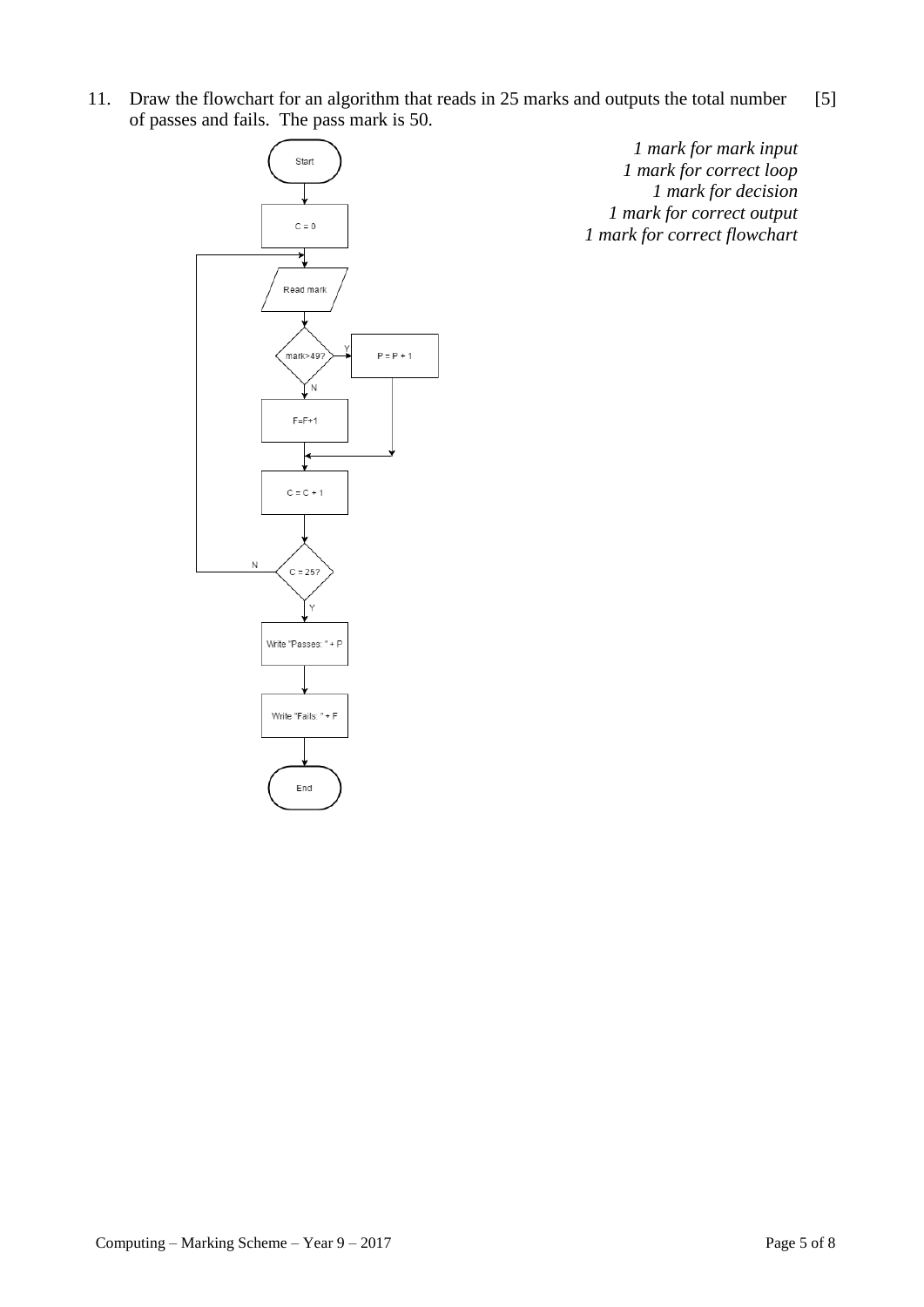11. Draw the flowchart for an algorithm that reads in 25 marks and outputs the total number of passes and fails. The pass mark is 50. [5]

Start

C = 0

Read mark

mark>49? — Y → P = P + 1

N → F=F+1

C = C + 1

C = 25? — N → (back to Read mark)

Y → Write "Passes: " + P

Write "Fails: " + F

End

*1 mark for mark input*
*1 mark for correct loop*
*1 mark for decision*
*1 mark for correct output*
*1 mark for correct flowchart*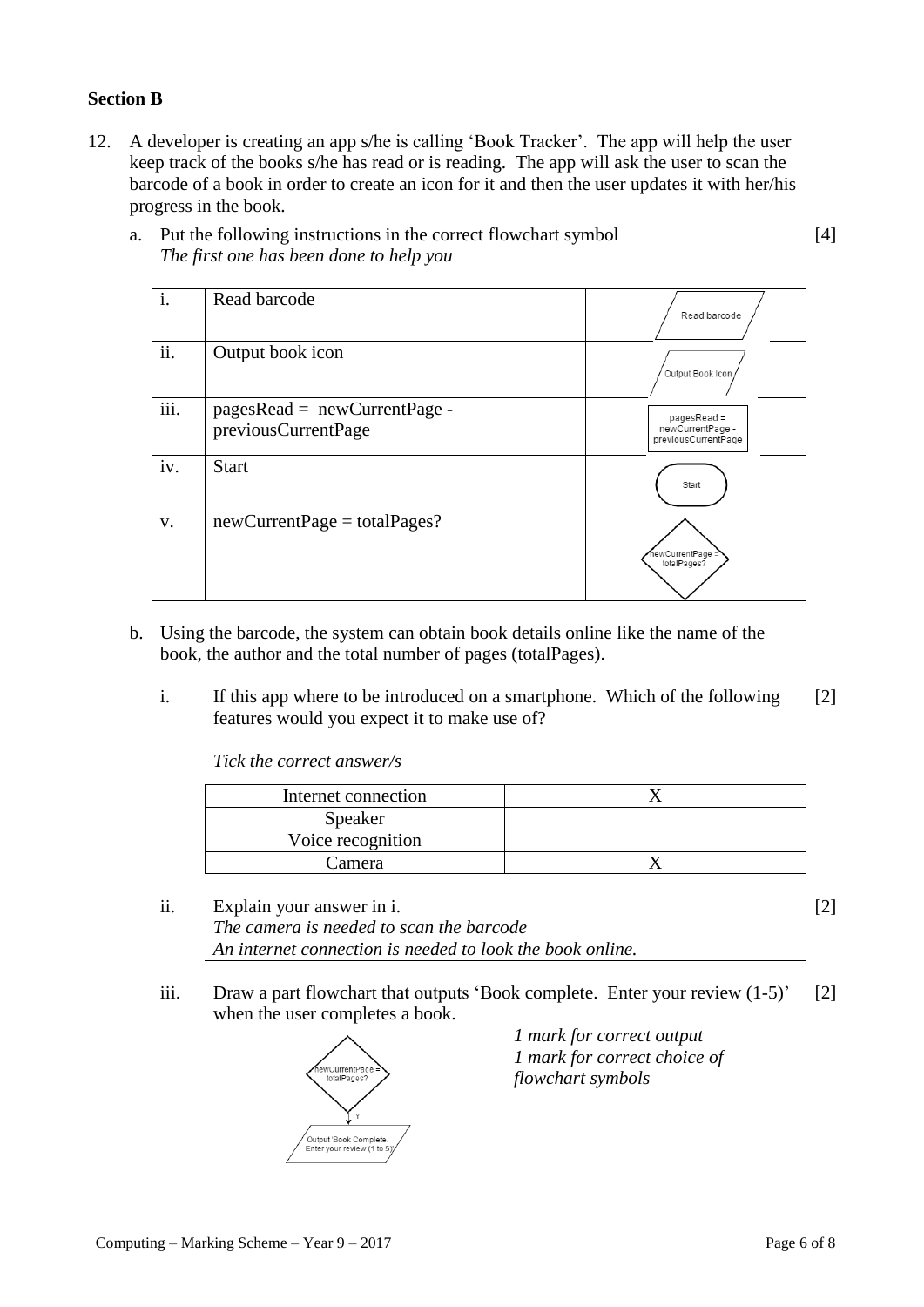## Section B

12. A developer is creating an app s/he is calling 'Book Tracker'. The app will help the user keep track of the books s/he has read or is reading. The app will ask the user to scan the barcode of a book in order to create an icon for it and then the user updates it with her/his progress in the book.

    a. Put the following instructions in the correct flowchart symbol [4]
    *The first one has been done to help you*

| | | |
|---|---|---|
| i. | Read barcode | Read barcode |
| ii. | Output book icon | Output Book Icon |
| iii. | pagesRead = newCurrentPage - previousCurrentPage | pagesRead = newCurrentPage - previousCurrentPage |
| iv. | Start | Start |
| v. | newCurrentPage = totalPages? | newCurrentPage = totalPages? |

    b. Using the barcode, the system can obtain book details online like the name of the book, the author and the total number of pages (totalPages).

    i. If this app where to be introduced on a smartphone. Which of the following features would you expect it to make use of? [2]

    *Tick the correct answer/s*

| | |
|---|---|
| Internet connection | X |
| Speaker | |
| Voice recognition | |
| Camera | X |

    ii. Explain your answer in i. [2]
    *The camera is needed to scan the barcode*
    *An internet connection is needed to look the book online.*

    iii. Draw a part flowchart that outputs 'Book complete. Enter your review (1-5)' when the user completes a book. [2]

    newCurrentPage = totalPages? → Y → Output 'Book Complete. Enter your review (1 to 5)'

    *1 mark for correct output*
    *1 mark for correct choice of flowchart symbols*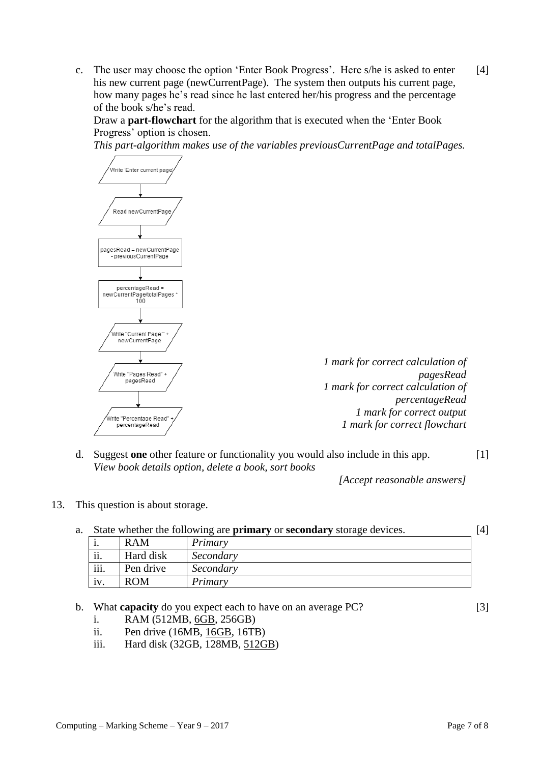c. The user may choose the option 'Enter Book Progress'. Here s/he is asked to enter his new current page (newCurrentPage). The system then outputs his current page, how many pages he's read since he last entered her/his progress and the percentage of the book s/he's read. [4]

Draw a **part-flowchart** for the algorithm that is executed when the 'Enter Book Progress' option is chosen.

*This part-algorithm makes use of the variables previousCurrentPage and totalPages.*

```
Write 'Enter current page'
        ↓
Read newCurrentPage
        ↓
pagesRead = newCurrentPage - previousCurrentPage
        ↓
percentageRead = newCurrentPage/totalPages * 100
        ↓
Write "Current Page:" + newCurrentPage
        ↓
Write "Pages Read" + pagesRead
        ↓
Write "Percentage Read" + percentageRead
```

*1 mark for correct calculation of pagesRead*
*1 mark for correct calculation of percentageRead*
*1 mark for correct output*
*1 mark for correct flowchart*

d. Suggest **one** other feature or functionality you would also include in this app. [1]
*View book details option, delete a book, sort books*

*[Accept reasonable answers]*

13. This question is about storage.

a. State whether the following are **primary** or **secondary** storage devices. [4]

| | | |
|---|---|---|
| i. | RAM | *Primary* |
| ii. | Hard disk | *Secondary* |
| iii. | Pen drive | *Secondary* |
| iv. | ROM | *Primary* |

b. What **capacity** do you expect each to have on an average PC? [3]

i. RAM (512MB, <u>6GB</u>, 256GB)
ii. Pen drive (16MB, <u>16GB</u>, 16TB)
iii. Hard disk (32GB, 128MB, <u>512GB</u>)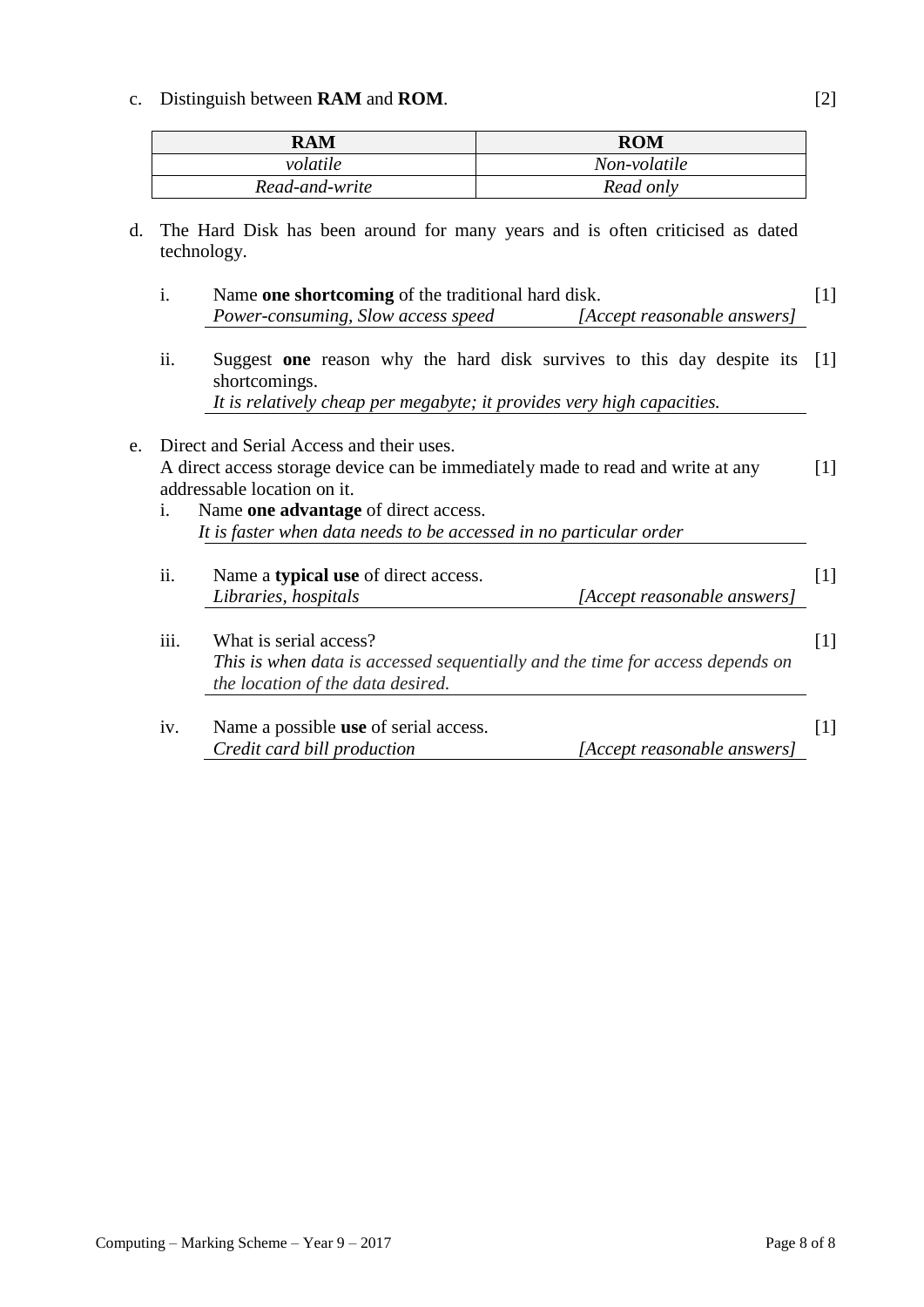c. Distinguish between **RAM** and **ROM**. [2]

| RAM | ROM |
|---|---|
| *volatile* | *Non-volatile* |
| *Read-and-write* | *Read only* |

d. The Hard Disk has been around for many years and is often criticised as dated technology.

   i. Name **one shortcoming** of the traditional hard disk. [1]
   *Power-consuming, Slow access speed* *[Accept reasonable answers]*

   ii. Suggest **one** reason why the hard disk survives to this day despite its shortcomings. [1]
   *It is relatively cheap per megabyte; it provides very high capacities.*

e. Direct and Serial Access and their uses.
A direct access storage device can be immediately made to read and write at any addressable location on it. [1]

   i. Name **one advantage** of direct access.
   *It is faster when data needs to be accessed in no particular order*

   ii. Name a **typical use** of direct access. [1]
   *Libraries, hospitals* *[Accept reasonable answers]*

   iii. What is serial access? [1]
   *This is when data is accessed sequentially and the time for access depends on the location of the data desired.*

   iv. Name a possible **use** of serial access. [1]
   *Credit card bill production* *[Accept reasonable answers]*